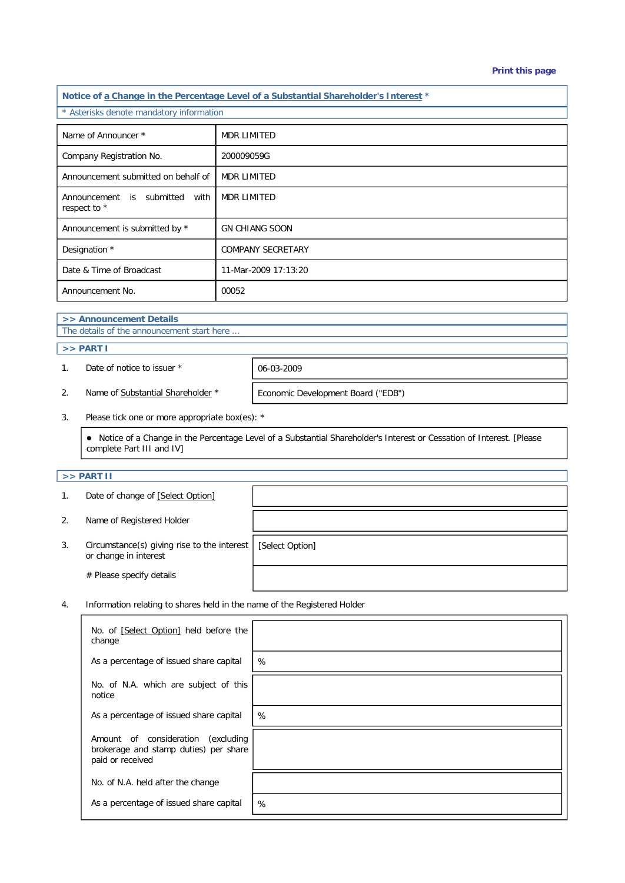Print this page

## Notice of a Change in the Percentage Level of a Substantial Shareholder's Interest *

* Asterisks denote mandatory information

| Name of Announcer * | MDR LIMITED |
|---|---|
| Company Registration No. | 200009059G |
| Announcement submitted on behalf of | MDR LIMITED |
| Announcement is submitted with respect to * | MDR LIMITED |
| Announcement is submitted by * | GN CHIANG SOON |
| Designation * | COMPANY SECRETARY |
| Date & Time of Broadcast | 11-Mar-2009 17:13:20 |
| Announcement No. | 00052 |

### >> Announcement Details

The details of the announcement start here ...

### >> PART I

| | | |
|---|---|---|
| 1. | Date of notice to issuer * | 06-03-2009 |
| 2. | Name of Substantial Shareholder * | Economic Development Board ("EDB") |

3. Please tick one or more appropriate box(es): *

- Notice of a Change in the Percentage Level of a Substantial Shareholder's Interest or Cessation of Interest. [Please complete Part III and IV]

### >> PART II

| | | |
|---|---|---|
| 1. | Date of change of [Select Option] | |
| 2. | Name of Registered Holder | |
| 3. | Circumstance(s) giving rise to the interest or change in interest | [Select Option] |
| | # Please specify details | |

4. Information relating to shares held in the name of the Registered Holder

| | |
|---|---|
| No. of [Select Option] held before the change | |
| As a percentage of issued share capital | % |
| No. of N.A. which are subject of this notice | |
| As a percentage of issued share capital | % |
| Amount of consideration (excluding brokerage and stamp duties) per share paid or received | |
| No. of N.A. held after the change | |
| As a percentage of issued share capital | % |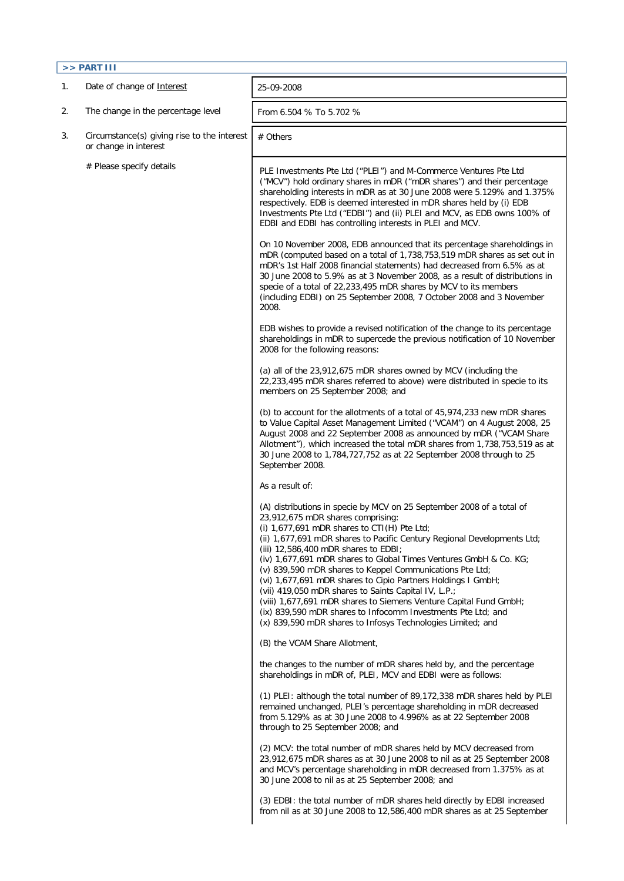## >> PART III

| | | |
|---|---|---|
| 1. | Date of change of Interest | 25-09-2008 |
| 2. | The change in the percentage level | From 6.504 % To 5.702 % |
| 3. | Circumstance(s) giving rise to the interest or change in interest | # Others |

# Please specify details

PLE Investments Pte Ltd ("PLEI") and M-Commerce Ventures Pte Ltd ("MCV") hold ordinary shares in mDR ("mDR shares") and their percentage shareholding interests in mDR as at 30 June 2008 were 5.129% and 1.375% respectively. EDB is deemed interested in mDR shares held by (i) EDB Investments Pte Ltd ("EDBI") and (ii) PLEI and MCV, as EDB owns 100% of EDBI and EDBI has controlling interests in PLEI and MCV.

On 10 November 2008, EDB announced that its percentage shareholdings in mDR (computed based on a total of 1,738,753,519 mDR shares as set out in mDR's 1st Half 2008 financial statements) had decreased from 6.5% as at 30 June 2008 to 5.9% as at 3 November 2008, as a result of distributions in specie of a total of 22,233,495 mDR shares by MCV to its members (including EDBI) on 25 September 2008, 7 October 2008 and 3 November 2008.

EDB wishes to provide a revised notification of the change to its percentage shareholdings in mDR to supercede the previous notification of 10 November 2008 for the following reasons:

(a) all of the 23,912,675 mDR shares owned by MCV (including the 22,233,495 mDR shares referred to above) were distributed in specie to its members on 25 September 2008; and

(b) to account for the allotments of a total of 45,974,233 new mDR shares to Value Capital Asset Management Limited ("VCAM") on 4 August 2008, 25 August 2008 and 22 September 2008 as announced by mDR ("VCAM Share Allotment"), which increased the total mDR shares from 1,738,753,519 as at 30 June 2008 to 1,784,727,752 as at 22 September 2008 through to 25 September 2008.

As a result of:

(A) distributions in specie by MCV on 25 September 2008 of a total of 23,912,675 mDR shares comprising:
(i) 1,677,691 mDR shares to CTI(H) Pte Ltd;
(ii) 1,677,691 mDR shares to Pacific Century Regional Developments Ltd;
(iii) 12,586,400 mDR shares to EDBI;
(iv) 1,677,691 mDR shares to Global Times Ventures GmbH & Co. KG;
(v) 839,590 mDR shares to Keppel Communications Pte Ltd;
(vi) 1,677,691 mDR shares to Cipio Partners Holdings I GmbH;
(vii) 419,050 mDR shares to Saints Capital IV, L.P.;
(viii) 1,677,691 mDR shares to Siemens Venture Capital Fund GmbH;
(ix) 839,590 mDR shares to Infocomm Investments Pte Ltd; and
(x) 839,590 mDR shares to Infosys Technologies Limited; and

(B) the VCAM Share Allotment,

the changes to the number of mDR shares held by, and the percentage shareholdings in mDR of, PLEI, MCV and EDBI were as follows:

(1) PLEI: although the total number of 89,172,338 mDR shares held by PLEI remained unchanged, PLEI's percentage shareholding in mDR decreased from 5.129% as at 30 June 2008 to 4.996% as at 22 September 2008 through to 25 September 2008; and

(2) MCV: the total number of mDR shares held by MCV decreased from 23,912,675 mDR shares as at 30 June 2008 to nil as at 25 September 2008 and MCV's percentage shareholding in mDR decreased from 1.375% as at 30 June 2008 to nil as at 25 September 2008; and

(3) EDBI: the total number of mDR shares held directly by EDBI increased from nil as at 30 June 2008 to 12,586,400 mDR shares as at 25 September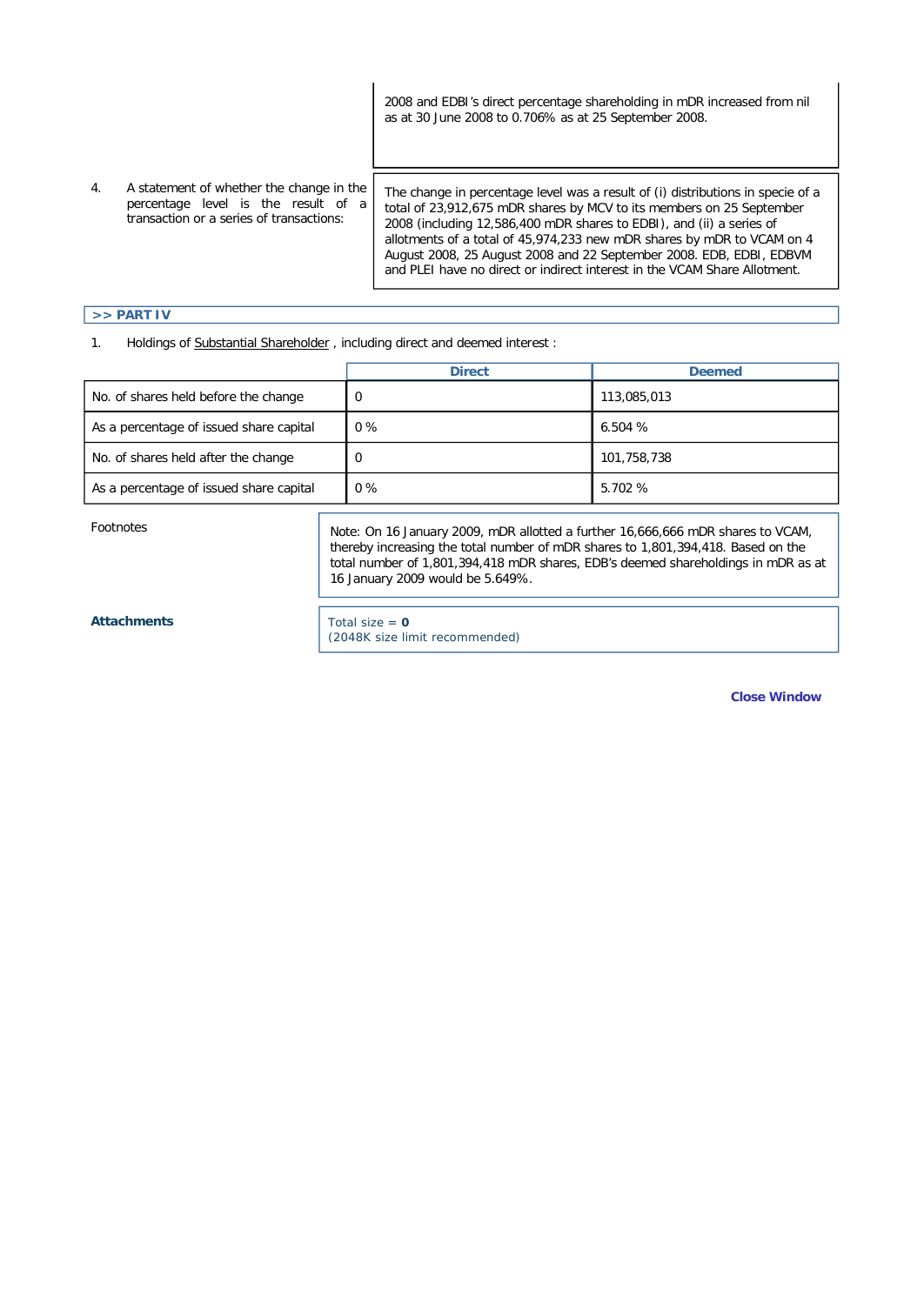| | |
|---|---|
| | 2008 and EDBI's direct percentage shareholding in mDR increased from nil as at 30 June 2008 to 0.706% as at 25 September 2008. |
| 4. A statement of whether the change in the percentage level is the result of a transaction or a series of transactions: | The change in percentage level was a result of (i) distributions in specie of a total of 23,912,675 mDR shares by MCV to its members on 25 September 2008 (including 12,586,400 mDR shares to EDBI), and (ii) a series of allotments of a total of 45,974,233 new mDR shares by mDR to VCAM on 4 August 2008, 25 August 2008 and 22 September 2008. EDB, EDBI, EDBVM and PLEI have no direct or indirect interest in the VCAM Share Allotment. |

## >> PART IV

1. Holdings of Substantial Shareholder , including direct and deemed interest :

| | Direct | Deemed |
|---|---|---|
| No. of shares held before the change | 0 | 113,085,013 |
| As a percentage of issued share capital | 0 % | 6.504 % |
| No. of shares held after the change | 0 | 101,758,738 |
| As a percentage of issued share capital | 0 % | 5.702 % |

| | |
|---|---|
| Footnotes | Note: On 16 January 2009, mDR allotted a further 16,666,666 mDR shares to VCAM, thereby increasing the total number of mDR shares to 1,801,394,418. Based on the total number of 1,801,394,418 mDR shares, EDB's deemed shareholdings in mDR as at 16 January 2009 would be 5.649%. |
| **Attachments** | Total size = **0**<br>(2048K size limit recommended) |

**Close Window**